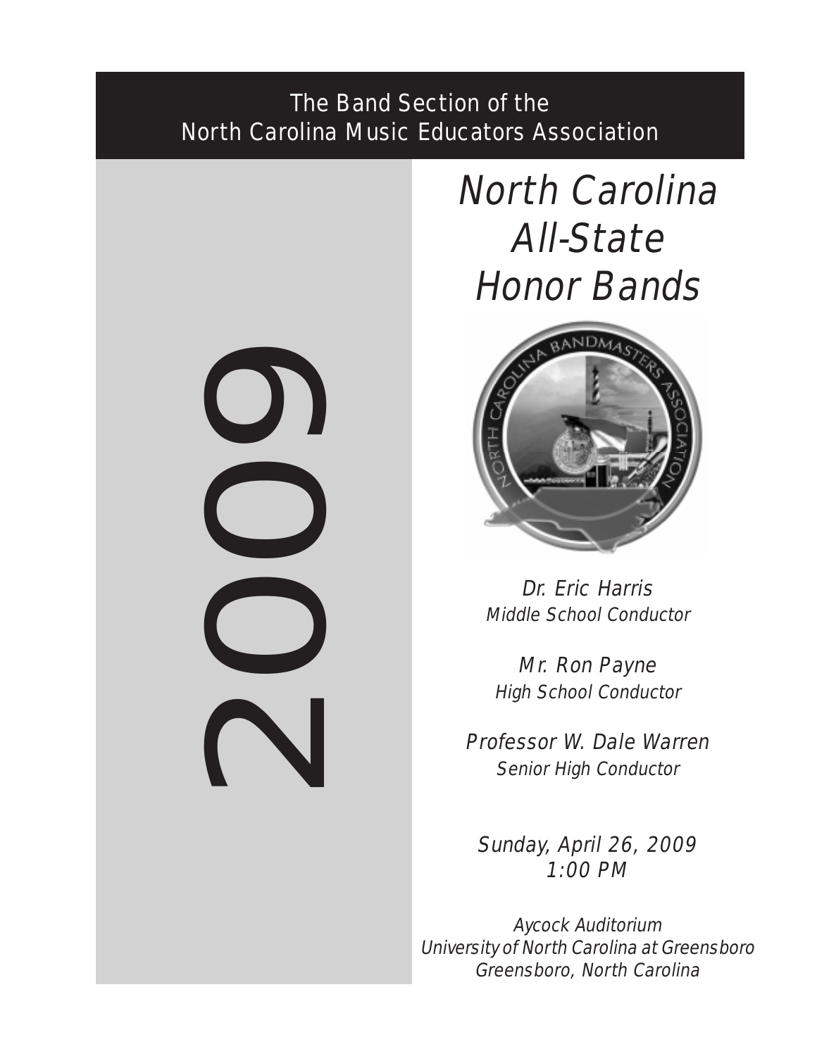The Band Section of the
North Carolina Music Educators Association

2009

# *North Carolina All-State Honor Bands*

*Dr. Eric Harris*
*Middle School Conductor*

*Mr. Ron Payne*
*High School Conductor*

*Professor W. Dale Warren*
*Senior High Conductor*

*Sunday, April 26, 2009*
*1:00 PM*

*Aycock Auditorium*
*University of North Carolina at Greensboro*
*Greensboro, North Carolina*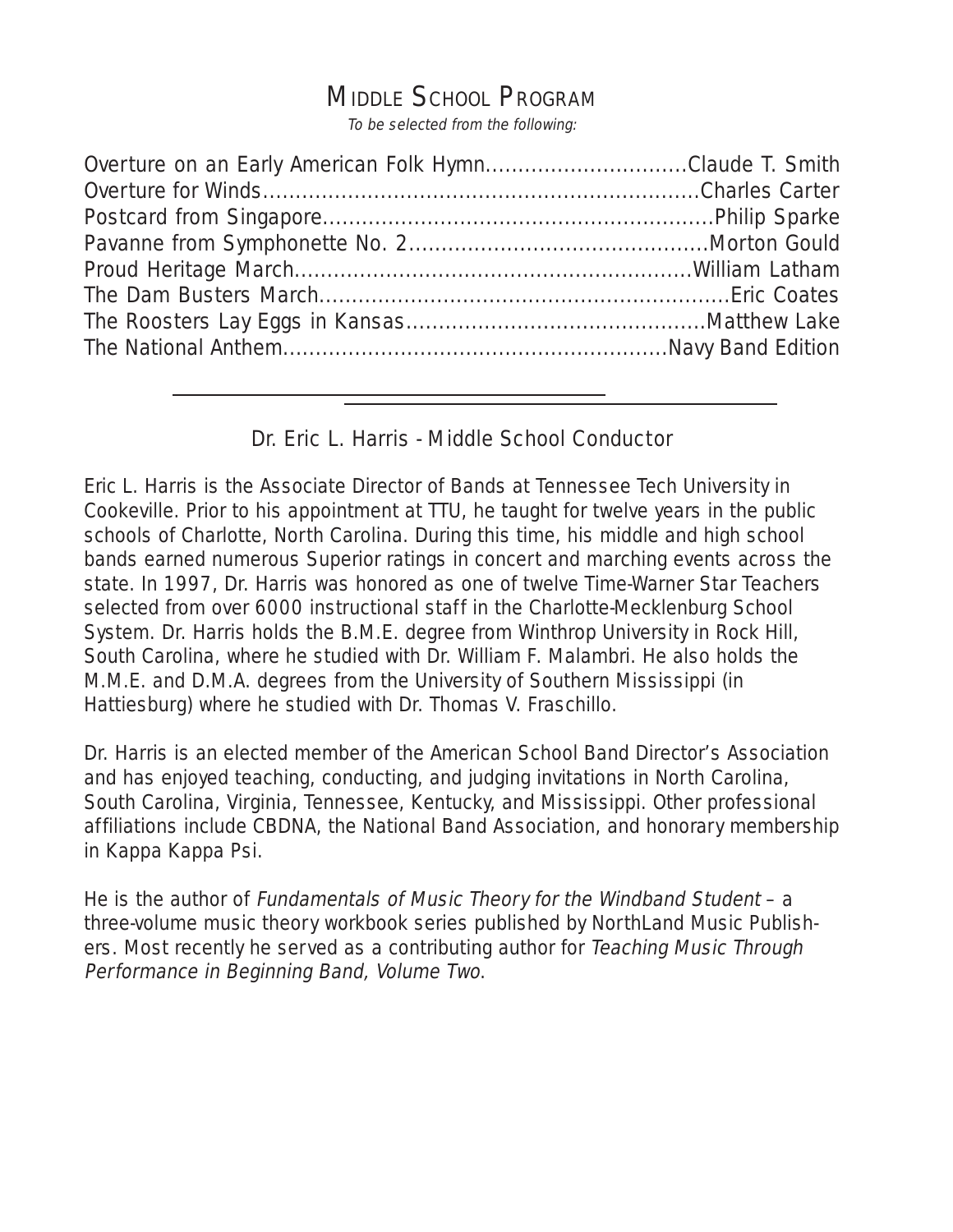## Middle School Program

*To be selected from the following:*

| | |
|---|---|
| Overture on an Early American Folk Hymn | Claude T. Smith |
| Overture for Winds | Charles Carter |
| Postcard from Singapore | Philip Sparke |
| Pavanne from Symphonette No. 2 | Morton Gould |
| Proud Heritage March | William Latham |
| The Dam Busters March | Eric Coates |
| The Roosters Lay Eggs in Kansas | Matthew Lake |
| The National Anthem | Navy Band Edition |

---

### Dr. Eric L. Harris - Middle School Conductor

Eric L. Harris is the Associate Director of Bands at Tennessee Tech University in Cookeville. Prior to his appointment at TTU, he taught for twelve years in the public schools of Charlotte, North Carolina. During this time, his middle and high school bands earned numerous Superior ratings in concert and marching events across the state. In 1997, Dr. Harris was honored as one of twelve Time-Warner Star Teachers selected from over 6000 instructional staff in the Charlotte-Mecklenburg School System. Dr. Harris holds the B.M.E. degree from Winthrop University in Rock Hill, South Carolina, where he studied with Dr. William F. Malambri. He also holds the M.M.E. and D.M.A. degrees from the University of Southern Mississippi (in Hattiesburg) where he studied with Dr. Thomas V. Fraschillo.

Dr. Harris is an elected member of the American School Band Director's Association and has enjoyed teaching, conducting, and judging invitations in North Carolina, South Carolina, Virginia, Tennessee, Kentucky, and Mississippi. Other professional affiliations include CBDNA, the National Band Association, and honorary membership in Kappa Kappa Psi.

He is the author of *Fundamentals of Music Theory for the Windband Student* – a three-volume music theory workbook series published by NorthLand Music Publishers. Most recently he served as a contributing author for *Teaching Music Through Performance in Beginning Band, Volume Two*.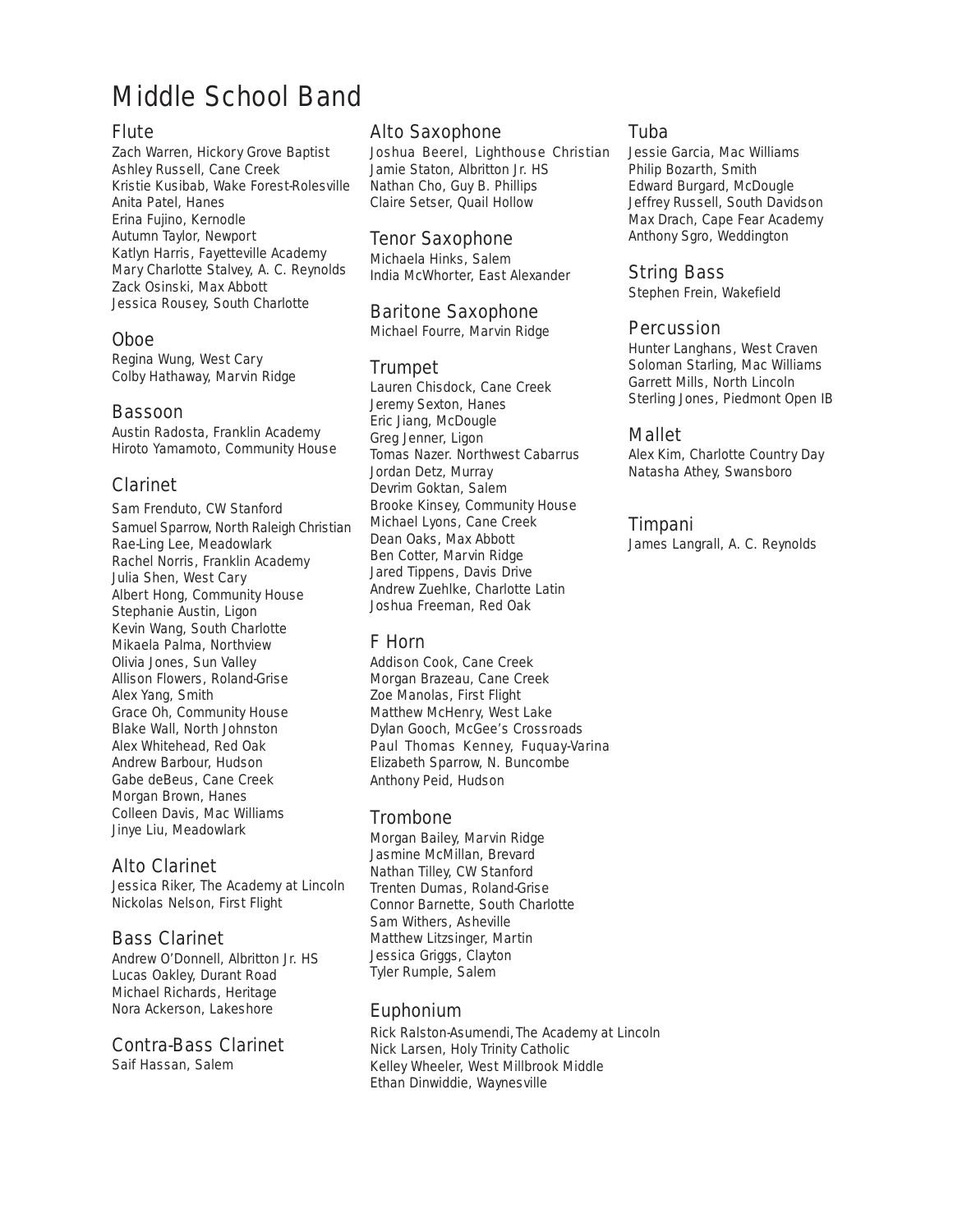# Middle School Band

## Flute

Zach Warren, Hickory Grove Baptist
Ashley Russell, Cane Creek
Kristie Kusibab, Wake Forest-Rolesville
Anita Patel, Hanes
Erina Fujino, Kernodle
Autumn Taylor, Newport
Katlyn Harris, Fayetteville Academy
Mary Charlotte Stalvey, A. C. Reynolds
Zack Osinski, Max Abbott
Jessica Rousey, South Charlotte

## Oboe

Regina Wung, West Cary
Colby Hathaway, Marvin Ridge

## Bassoon

Austin Radosta, Franklin Academy
Hiroto Yamamoto, Community House

## Clarinet

Sam Frenduto, CW Stanford
Samuel Sparrow, North Raleigh Christian
Rae-Ling Lee, Meadowlark
Rachel Norris, Franklin Academy
Julia Shen, West Cary
Albert Hong, Community House
Stephanie Austin, Ligon
Kevin Wang, South Charlotte
Mikaela Palma, Northview
Olivia Jones, Sun Valley
Allison Flowers, Roland-Grise
Alex Yang, Smith
Grace Oh, Community House
Blake Wall, North Johnston
Alex Whitehead, Red Oak
Andrew Barbour, Hudson
Gabe deBeus, Cane Creek
Morgan Brown, Hanes
Colleen Davis, Mac Williams
Jinye Liu, Meadowlark

## Alto Clarinet

Jessica Riker, The Academy at Lincoln
Nickolas Nelson, First Flight

## Bass Clarinet

Andrew O'Donnell, Albritton Jr. HS
Lucas Oakley, Durant Road
Michael Richards, Heritage
Nora Ackerson, Lakeshore

## Contra-Bass Clarinet

Saif Hassan, Salem

## Alto Saxophone

Joshua Beerel, Lighthouse Christian
Jamie Staton, Albritton Jr. HS
Nathan Cho, Guy B. Phillips
Claire Setser, Quail Hollow

## Tenor Saxophone

Michaela Hinks, Salem
India McWhorter, East Alexander

## Baritone Saxophone

Michael Fourre, Marvin Ridge

## Trumpet

Lauren Chisdock, Cane Creek
Jeremy Sexton, Hanes
Eric Jiang, McDougle
Greg Jenner, Ligon
Tomas Nazer. Northwest Cabarrus
Jordan Detz, Murray
Devrim Goktan, Salem
Brooke Kinsey, Community House
Michael Lyons, Cane Creek
Dean Oaks, Max Abbott
Ben Cotter, Marvin Ridge
Jared Tippens, Davis Drive
Andrew Zuehlke, Charlotte Latin
Joshua Freeman, Red Oak

## F Horn

Addison Cook, Cane Creek
Morgan Brazeau, Cane Creek
Zoe Manolas, First Flight
Matthew McHenry, West Lake
Dylan Gooch, McGee's Crossroads
Paul Thomas Kenney, Fuquay-Varina
Elizabeth Sparrow, N. Buncombe
Anthony Peid, Hudson

## Trombone

Morgan Bailey, Marvin Ridge
Jasmine McMillan, Brevard
Nathan Tilley, CW Stanford
Trenten Dumas, Roland-Grise
Connor Barnette, South Charlotte
Sam Withers, Asheville
Matthew Litzsinger, Martin
Jessica Griggs, Clayton
Tyler Rumple, Salem

## Euphonium

Rick Ralston-Asumendi, The Academy at Lincoln
Nick Larsen, Holy Trinity Catholic
Kelley Wheeler, West Millbrook Middle
Ethan Dinwiddie, Waynesville

## Tuba

Jessie Garcia, Mac Williams
Philip Bozarth, Smith
Edward Burgard, McDougle
Jeffrey Russell, South Davidson
Max Drach, Cape Fear Academy
Anthony Sgro, Weddington

## String Bass

Stephen Frein, Wakefield

## Percussion

Hunter Langhans, West Craven
Soloman Starling, Mac Williams
Garrett Mills, North Lincoln
Sterling Jones, Piedmont Open IB

## Mallet

Alex Kim, Charlotte Country Day
Natasha Athey, Swansboro

## Timpani

James Langrall, A. C. Reynolds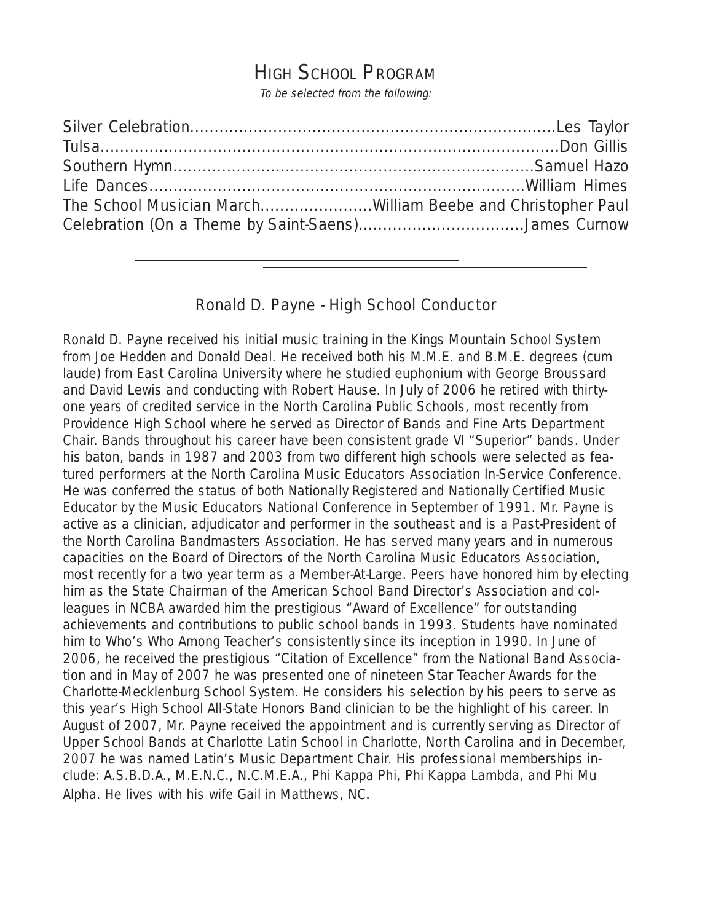# HIGH SCHOOL PROGRAM

*To be selected from the following:*

Silver Celebration....................................................................Les Taylor
Tulsa..........................................................................................Don Gillis
Southern Hymn......................................................................Samuel Hazo
Life Dances.........................................................................William Himes
The School Musician March.......................William Beebe and Christopher Paul
Celebration (On a Theme by Saint-Saens).................................James Curnow

---

## Ronald D. Payne - High School Conductor

Ronald D. Payne received his initial music training in the Kings Mountain School System from Joe Hedden and Donald Deal. He received both his M.M.E. and B.M.E. degrees (cum laude) from East Carolina University where he studied euphonium with George Broussard and David Lewis and conducting with Robert Hause. In July of 2006 he retired with thirty-one years of credited service in the North Carolina Public Schools, most recently from Providence High School where he served as Director of Bands and Fine Arts Department Chair. Bands throughout his career have been consistent grade VI "Superior" bands. Under his baton, bands in 1987 and 2003 from two different high schools were selected as featured performers at the North Carolina Music Educators Association In-Service Conference. He was conferred the status of both Nationally Registered and Nationally Certified Music Educator by the Music Educators National Conference in September of 1991. Mr. Payne is active as a clinician, adjudicator and performer in the southeast and is a Past-President of the North Carolina Bandmasters Association. He has served many years and in numerous capacities on the Board of Directors of the North Carolina Music Educators Association, most recently for a two year term as a Member-At-Large. Peers have honored him by electing him as the State Chairman of the American School Band Director's Association and colleagues in NCBA awarded him the prestigious "Award of Excellence" for outstanding achievements and contributions to public school bands in 1993. Students have nominated him to Who's Who Among Teacher's consistently since its inception in 1990. In June of 2006, he received the prestigious "Citation of Excellence" from the National Band Association and in May of 2007 he was presented one of nineteen Star Teacher Awards for the Charlotte-Mecklenburg School System. He considers his selection by his peers to serve as this year's High School All-State Honors Band clinician to be the highlight of his career. In August of 2007, Mr. Payne received the appointment and is currently serving as Director of Upper School Bands at Charlotte Latin School in Charlotte, North Carolina and in December, 2007 he was named Latin's Music Department Chair. His professional memberships include: A.S.B.D.A., M.E.N.C., N.C.M.E.A., Phi Kappa Phi, Phi Kappa Lambda, and Phi Mu Alpha. He lives with his wife Gail in Matthews, NC.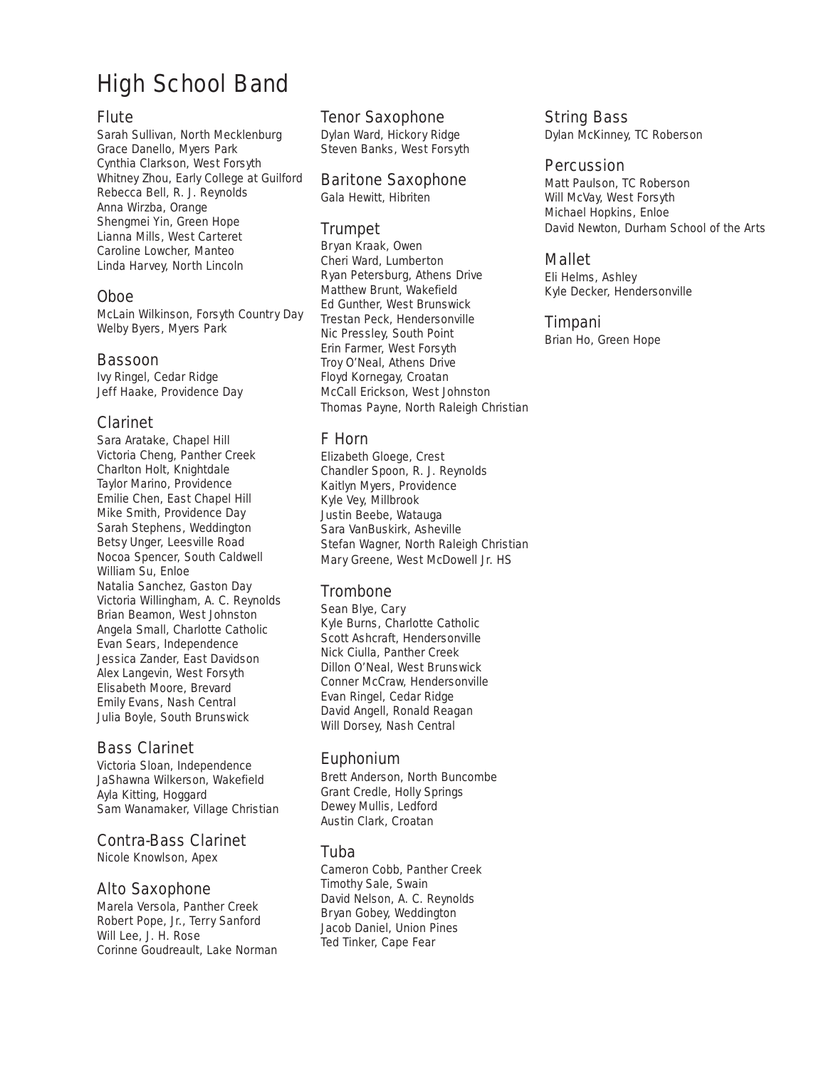# High School Band

## Flute

Sarah Sullivan, North Mecklenburg
Grace Danello, Myers Park
Cynthia Clarkson, West Forsyth
Whitney Zhou, Early College at Guilford
Rebecca Bell, R. J. Reynolds
Anna Wirzba, Orange
Shengmei Yin, Green Hope
Lianna Mills, West Carteret
Caroline Lowcher, Manteo
Linda Harvey, North Lincoln

## Oboe

McLain Wilkinson, Forsyth Country Day
Welby Byers, Myers Park

## Bassoon

Ivy Ringel, Cedar Ridge
Jeff Haake, Providence Day

## Clarinet

Sara Aratake, Chapel Hill
Victoria Cheng, Panther Creek
Charlton Holt, Knightdale
Taylor Marino, Providence
Emilie Chen, East Chapel Hill
Mike Smith, Providence Day
Sarah Stephens, Weddington
Betsy Unger, Leesville Road
Nocoa Spencer, South Caldwell
William Su, Enloe
Natalia Sanchez, Gaston Day
Victoria Willingham, A. C. Reynolds
Brian Beamon, West Johnston
Angela Small, Charlotte Catholic
Evan Sears, Independence
Jessica Zander, East Davidson
Alex Langevin, West Forsyth
Elisabeth Moore, Brevard
Emily Evans, Nash Central
Julia Boyle, South Brunswick

## Bass Clarinet

Victoria Sloan, Independence
JaShawna Wilkerson, Wakefield
Ayla Kitting, Hoggard
Sam Wanamaker, Village Christian

## Contra-Bass Clarinet

Nicole Knowlson, Apex

## Alto Saxophone

Marela Versola, Panther Creek
Robert Pope, Jr., Terry Sanford
Will Lee, J. H. Rose
Corinne Goudreault, Lake Norman

## Tenor Saxophone

Dylan Ward, Hickory Ridge
Steven Banks, West Forsyth

## Baritone Saxophone

Gala Hewitt, Hibriten

## Trumpet

Bryan Kraak, Owen
Cheri Ward, Lumberton
Ryan Petersburg, Athens Drive
Matthew Brunt, Wakefield
Ed Gunther, West Brunswick
Trestan Peck, Hendersonville
Nic Pressley, South Point
Erin Farmer, West Forsyth
Troy O'Neal, Athens Drive
Floyd Kornegay, Croatan
McCall Erickson, West Johnston
Thomas Payne, North Raleigh Christian

## F Horn

Elizabeth Gloege, Crest
Chandler Spoon, R. J. Reynolds
Kaitlyn Myers, Providence
Kyle Vey, Millbrook
Justin Beebe, Watauga
Sara VanBuskirk, Asheville
Stefan Wagner, North Raleigh Christian
Mary Greene, West McDowell Jr. HS

## Trombone

Sean Blye, Cary
Kyle Burns, Charlotte Catholic
Scott Ashcraft, Hendersonville
Nick Ciulla, Panther Creek
Dillon O'Neal, West Brunswick
Conner McCraw, Hendersonville
Evan Ringel, Cedar Ridge
David Angell, Ronald Reagan
Will Dorsey, Nash Central

## Euphonium

Brett Anderson, North Buncombe
Grant Credle, Holly Springs
Dewey Mullis, Ledford
Austin Clark, Croatan

## Tuba

Cameron Cobb, Panther Creek
Timothy Sale, Swain
David Nelson, A. C. Reynolds
Bryan Gobey, Weddington
Jacob Daniel, Union Pines
Ted Tinker, Cape Fear

## String Bass

Dylan McKinney, TC Roberson

## Percussion

Matt Paulson, TC Roberson
Will McVay, West Forsyth
Michael Hopkins, Enloe
David Newton, Durham School of the Arts

## Mallet

Eli Helms, Ashley
Kyle Decker, Hendersonville

## Timpani

Brian Ho, Green Hope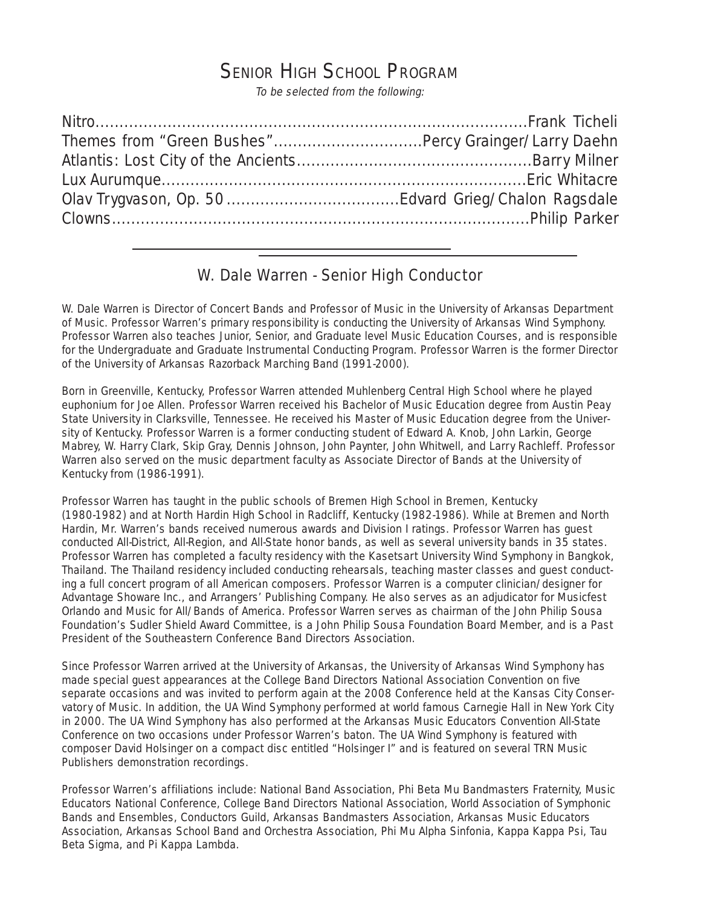## Senior High School Program

*To be selected from the following:*

Nitro....................................................................................Frank Ticheli
Themes from “Green Bushes”..............................Percy Grainger/Larry Daehn
Atlantis: Lost City of the Ancients................................................Barry Milner
Lux Aurumque.........................................................................Eric Whitacre
Olav Trygvason, Op. 50..................................Edvard Grieg/Chalon Ragsdale
Clowns......................................................................................Philip Parker

## W. Dale Warren - Senior High Conductor

W. Dale Warren is Director of Concert Bands and Professor of Music in the University of Arkansas Department of Music. Professor Warren’s primary responsibility is conducting the University of Arkansas Wind Symphony. Professor Warren also teaches Junior, Senior, and Graduate level Music Education Courses, and is responsible for the Undergraduate and Graduate Instrumental Conducting Program. Professor Warren is the former Director of the University of Arkansas Razorback Marching Band (1991-2000).

Born in Greenville, Kentucky, Professor Warren attended Muhlenberg Central High School where he played euphonium for Joe Allen. Professor Warren received his Bachelor of Music Education degree from Austin Peay State University in Clarksville, Tennessee. He received his Master of Music Education degree from the University of Kentucky. Professor Warren is a former conducting student of Edward A. Knob, John Larkin, George Mabrey, W. Harry Clark, Skip Gray, Dennis Johnson, John Paynter, John Whitwell, and Larry Rachleff. Professor Warren also served on the music department faculty as Associate Director of Bands at the University of Kentucky from (1986-1991).

Professor Warren has taught in the public schools of Bremen High School in Bremen, Kentucky (1980-1982) and at North Hardin High School in Radcliff, Kentucky (1982-1986). While at Bremen and North Hardin, Mr. Warren’s bands received numerous awards and Division I ratings. Professor Warren has guest conducted All-District, All-Region, and All-State honor bands, as well as several university bands in 35 states. Professor Warren has completed a faculty residency with the Kasetsart University Wind Symphony in Bangkok, Thailand. The Thailand residency included conducting rehearsals, teaching master classes and guest conducting a full concert program of all American composers. Professor Warren is a computer clinician/designer for Advantage Showare Inc., and Arrangers’ Publishing Company. He also serves as an adjudicator for Musicfest Orlando and Music for All/Bands of America. Professor Warren serves as chairman of the John Philip Sousa Foundation’s Sudler Shield Award Committee, is a John Philip Sousa Foundation Board Member, and is a Past President of the Southeastern Conference Band Directors Association.

Since Professor Warren arrived at the University of Arkansas, the University of Arkansas Wind Symphony has made special guest appearances at the College Band Directors National Association Convention on five separate occasions and was invited to perform again at the 2008 Conference held at the Kansas City Conservatory of Music. In addition, the UA Wind Symphony performed at world famous Carnegie Hall in New York City in 2000. The UA Wind Symphony has also performed at the Arkansas Music Educators Convention All-State Conference on two occasions under Professor Warren’s baton. The UA Wind Symphony is featured with composer David Holsinger on a compact disc entitled “Holsinger I” and is featured on several TRN Music Publishers demonstration recordings.

Professor Warren’s affiliations include: National Band Association, Phi Beta Mu Bandmasters Fraternity, Music Educators National Conference, College Band Directors National Association, World Association of Symphonic Bands and Ensembles, Conductors Guild, Arkansas Bandmasters Association, Arkansas Music Educators Association, Arkansas School Band and Orchestra Association, Phi Mu Alpha Sinfonia, Kappa Kappa Psi, Tau Beta Sigma, and Pi Kappa Lambda.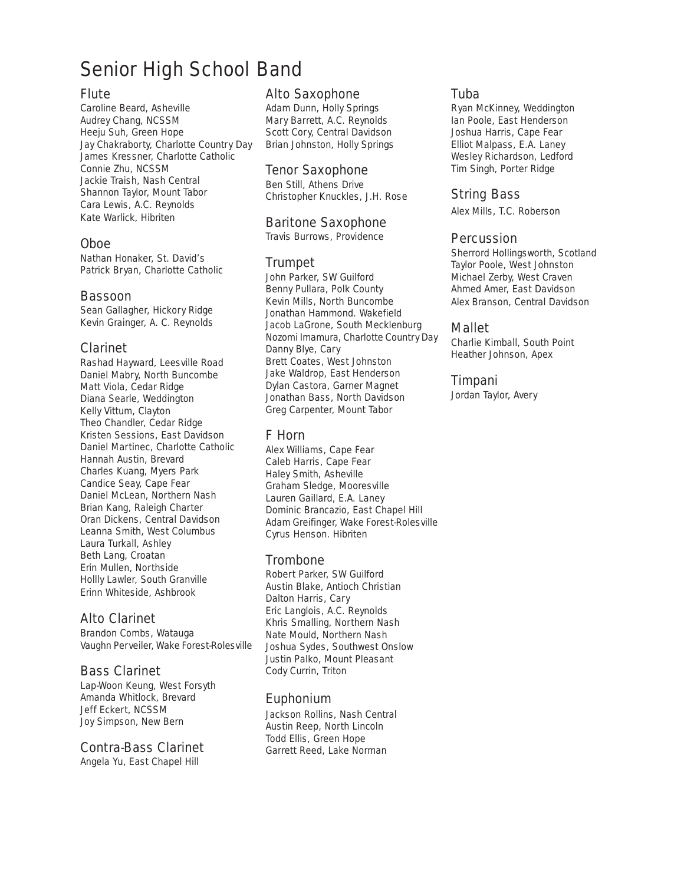# Senior High School Band

## Flute

Caroline Beard, Asheville
Audrey Chang, NCSSM
Heeju Suh, Green Hope
Jay Chakraborty, Charlotte Country Day
James Kressner, Charlotte Catholic
Connie Zhu, NCSSM
Jackie Traish, Nash Central
Shannon Taylor, Mount Tabor
Cara Lewis, A.C. Reynolds
Kate Warlick, Hibriten

## Oboe

Nathan Honaker, St. David's
Patrick Bryan, Charlotte Catholic

## Bassoon

Sean Gallagher, Hickory Ridge
Kevin Grainger, A. C. Reynolds

## Clarinet

Rashad Hayward, Leesville Road
Daniel Mabry, North Buncombe
Matt Viola, Cedar Ridge
Diana Searle, Weddington
Kelly Vittum, Clayton
Theo Chandler, Cedar Ridge
Kristen Sessions, East Davidson
Daniel Martinec, Charlotte Catholic
Hannah Austin, Brevard
Charles Kuang, Myers Park
Candice Seay, Cape Fear
Daniel McLean, Northern Nash
Brian Kang, Raleigh Charter
Oran Dickens, Central Davidson
Leanna Smith, West Columbus
Laura Turkall, Ashley
Beth Lang, Croatan
Erin Mullen, Northside
Hollly Lawler, South Granville
Erinn Whiteside, Ashbrook

## Alto Clarinet

Brandon Combs, Watauga
Vaughn Perveiler, Wake Forest-Rolesville

## Bass Clarinet

Lap-Woon Keung, West Forsyth
Amanda Whitlock, Brevard
Jeff Eckert, NCSSM
Joy Simpson, New Bern

## Contra-Bass Clarinet

Angela Yu, East Chapel Hill

## Alto Saxophone

Adam Dunn, Holly Springs
Mary Barrett, A.C. Reynolds
Scott Cory, Central Davidson
Brian Johnston, Holly Springs

## Tenor Saxophone

Ben Still, Athens Drive
Christopher Knuckles, J.H. Rose

## Baritone Saxophone

Travis Burrows, Providence

## Trumpet

John Parker, SW Guilford
Benny Pullara, Polk County
Kevin Mills, North Buncombe
Jonathan Hammond. Wakefield
Jacob LaGrone, South Mecklenburg
Nozomi Imamura, Charlotte Country Day
Danny Blye, Cary
Brett Coates, West Johnston
Jake Waldrop, East Henderson
Dylan Castora, Garner Magnet
Jonathan Bass, North Davidson
Greg Carpenter, Mount Tabor

## F Horn

Alex Williams, Cape Fear
Caleb Harris, Cape Fear
Haley Smith, Asheville
Graham Sledge, Mooresville
Lauren Gaillard, E.A. Laney
Dominic Brancazio, East Chapel Hill
Adam Greifinger, Wake Forest-Rolesville
Cyrus Henson. Hibriten

## Trombone

Robert Parker, SW Guilford
Austin Blake, Antioch Christian
Dalton Harris, Cary
Eric Langlois, A.C. Reynolds
Khris Smalling, Northern Nash
Nate Mould, Northern Nash
Joshua Sydes, Southwest Onslow
Justin Palko, Mount Pleasant
Cody Currin, Triton

## Euphonium

Jackson Rollins, Nash Central
Austin Reep, North Lincoln
Todd Ellis, Green Hope
Garrett Reed, Lake Norman

## Tuba

Ryan McKinney, Weddington
Ian Poole, East Henderson
Joshua Harris, Cape Fear
Elliot Malpass, E.A. Laney
Wesley Richardson, Ledford
Tim Singh, Porter Ridge

## String Bass

Alex Mills, T.C. Roberson

## Percussion

Sherrord Hollingsworth, Scotland
Taylor Poole, West Johnston
Michael Zerby, West Craven
Ahmed Amer, East Davidson
Alex Branson, Central Davidson

## Mallet

Charlie Kimball, South Point
Heather Johnson, Apex

## Timpani

Jordan Taylor, Avery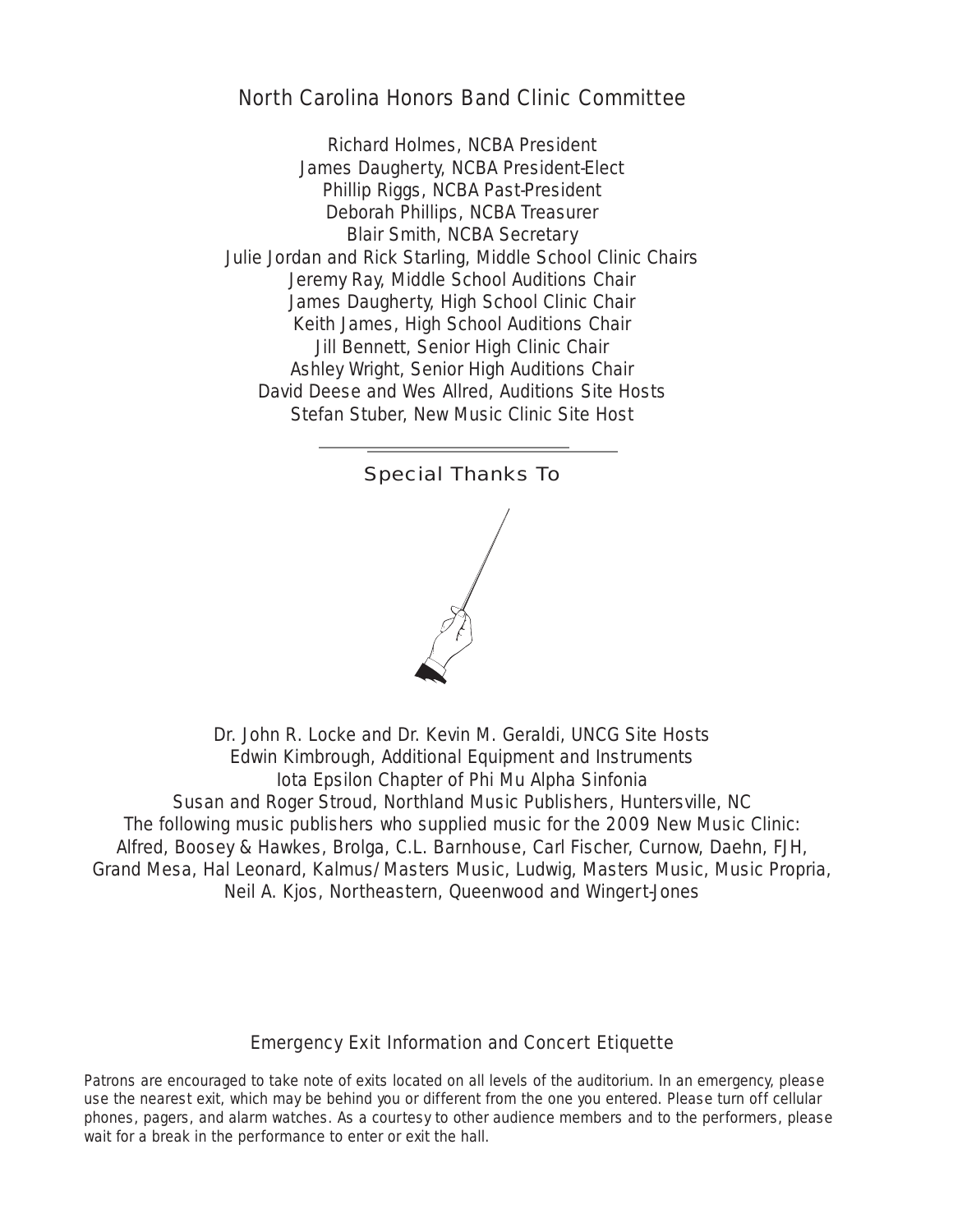## North Carolina Honors Band Clinic Committee

Richard Holmes, NCBA President
James Daugherty, NCBA President-Elect
Phillip Riggs, NCBA Past-President
Deborah Phillips, NCBA Treasurer
Blair Smith, NCBA Secretary
Julie Jordan and Rick Starling, Middle School Clinic Chairs
Jeremy Ray, Middle School Auditions Chair
James Daugherty, High School Clinic Chair
Keith James, High School Auditions Chair
Jill Bennett, Senior High Clinic Chair
Ashley Wright, Senior High Auditions Chair
David Deese and Wes Allred, Auditions Site Hosts
Stefan Stuber, New Music Clinic Site Host

---

## Special Thanks To

Dr. John R. Locke and Dr. Kevin M. Geraldi, UNCG Site Hosts
Edwin Kimbrough, Additional Equipment and Instruments
Iota Epsilon Chapter of Phi Mu Alpha Sinfonia
Susan and Roger Stroud, Northland Music Publishers, Huntersville, NC
The following music publishers who supplied music for the 2009 New Music Clinic:
Alfred, Boosey & Hawkes, Brolga, C.L. Barnhouse, Carl Fischer, Curnow, Daehn, FJH, Grand Mesa, Hal Leonard, Kalmus/Masters Music, Ludwig, Masters Music, Music Propria, Neil A. Kjos, Northeastern, Queenwood and Wingert-Jones

## Emergency Exit Information and Concert Etiquette

Patrons are encouraged to take note of exits located on all levels of the auditorium. In an emergency, please use the nearest exit, which may be behind you or different from the one you entered. Please turn off cellular phones, pagers, and alarm watches. As a courtesy to other audience members and to the performers, please wait for a break in the performance to enter or exit the hall.